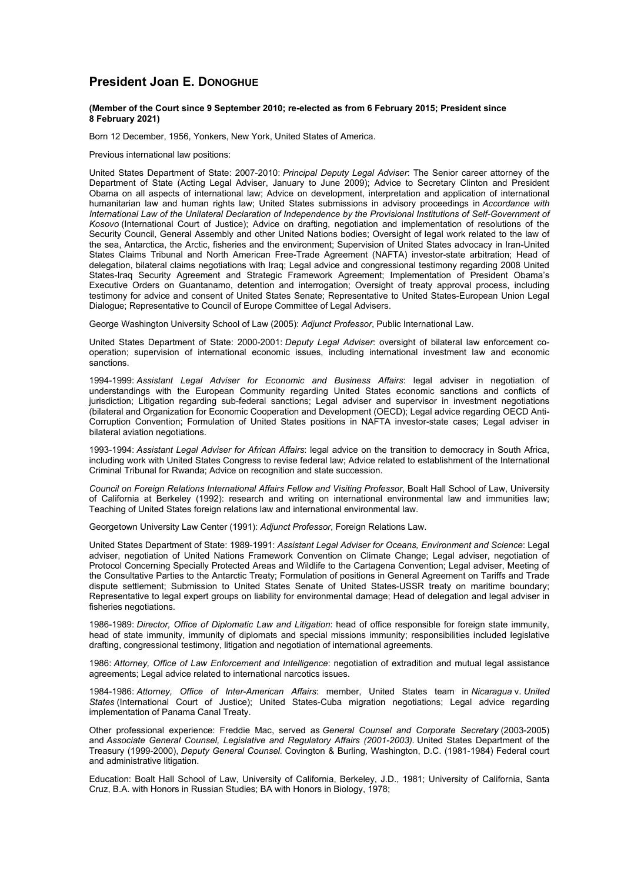# President Joan E. DONOGHUE

**(Member of the Court since 9 September 2010; re-elected as from 6 February 2015; President since 8 February 2021)**

Born 12 December, 1956, Yonkers, New York, United States of America.

Previous international law positions:

United States Department of State: 2007-2010: *Principal Deputy Legal Adviser*: The Senior career attorney of the Department of State (Acting Legal Adviser, January to June 2009); Advice to Secretary Clinton and President Obama on all aspects of international law; Advice on development, interpretation and application of international humanitarian law and human rights law; United States submissions in advisory proceedings in *Accordance with International Law of the Unilateral Declaration of Independence by the Provisional Institutions of Self-Government of Kosovo* (International Court of Justice); Advice on drafting, negotiation and implementation of resolutions of the Security Council, General Assembly and other United Nations bodies; Oversight of legal work related to the law of the sea, Antarctica, the Arctic, fisheries and the environment; Supervision of United States advocacy in Iran-United States Claims Tribunal and North American Free-Trade Agreement (NAFTA) investor-state arbitration; Head of delegation, bilateral claims negotiations with Iraq; Legal advice and congressional testimony regarding 2008 United States-Iraq Security Agreement and Strategic Framework Agreement; Implementation of President Obama's Executive Orders on Guantanamo, detention and interrogation; Oversight of treaty approval process, including testimony for advice and consent of United States Senate; Representative to United States-European Union Legal Dialogue; Representative to Council of Europe Committee of Legal Advisers.

George Washington University School of Law (2005): *Adjunct Professor*, Public International Law.

United States Department of State: 2000-2001: *Deputy Legal Adviser*: oversight of bilateral law enforcement co-operation; supervision of international economic issues, including international investment law and economic sanctions.

1994-1999: *Assistant Legal Adviser for Economic and Business Affairs*: legal adviser in negotiation of understandings with the European Community regarding United States economic sanctions and conflicts of jurisdiction; Litigation regarding sub-federal sanctions; Legal adviser and supervisor in investment negotiations (bilateral and Organization for Economic Cooperation and Development (OECD); Legal advice regarding OECD Anti-Corruption Convention; Formulation of United States positions in NAFTA investor-state cases; Legal adviser in bilateral aviation negotiations.

1993-1994: *Assistant Legal Adviser for African Affairs*: legal advice on the transition to democracy in South Africa, including work with United States Congress to revise federal law; Advice related to establishment of the International Criminal Tribunal for Rwanda; Advice on recognition and state succession.

*Council on Foreign Relations International Affairs Fellow and Visiting Professor*, Boalt Hall School of Law, University of California at Berkeley (1992): research and writing on international environmental law and immunities law; Teaching of United States foreign relations law and international environmental law.

Georgetown University Law Center (1991): *Adjunct Professor*, Foreign Relations Law.

United States Department of State: 1989-1991: *Assistant Legal Adviser for Oceans, Environment and Science*: Legal adviser, negotiation of United Nations Framework Convention on Climate Change; Legal adviser, negotiation of Protocol Concerning Specially Protected Areas and Wildlife to the Cartagena Convention; Legal adviser, Meeting of the Consultative Parties to the Antarctic Treaty; Formulation of positions in General Agreement on Tariffs and Trade dispute settlement; Submission to United States Senate of United States-USSR treaty on maritime boundary; Representative to legal expert groups on liability for environmental damage; Head of delegation and legal adviser in fisheries negotiations.

1986-1989: *Director, Office of Diplomatic Law and Litigation*: head of office responsible for foreign state immunity, head of state immunity, immunity of diplomats and special missions immunity; responsibilities included legislative drafting, congressional testimony, litigation and negotiation of international agreements.

1986: *Attorney, Office of Law Enforcement and Intelligence*: negotiation of extradition and mutual legal assistance agreements; Legal advice related to international narcotics issues.

1984-1986: *Attorney, Office of Inter-American Affairs*: member, United States team in *Nicaragua* v. *United States* (International Court of Justice); United States-Cuba migration negotiations; Legal advice regarding implementation of Panama Canal Treaty.

Other professional experience: Freddie Mac, served as *General Counsel and Corporate Secretary* (2003-2005) and *Associate General Counsel, Legislative and Regulatory Affairs (2001-2003).* United States Department of the Treasury (1999-2000), *Deputy General Counsel.* Covington & Burling, Washington, D.C. (1981-1984) Federal court and administrative litigation.

Education: Boalt Hall School of Law, University of California, Berkeley, J.D., 1981; University of California, Santa Cruz, B.A. with Honors in Russian Studies; BA with Honors in Biology, 1978;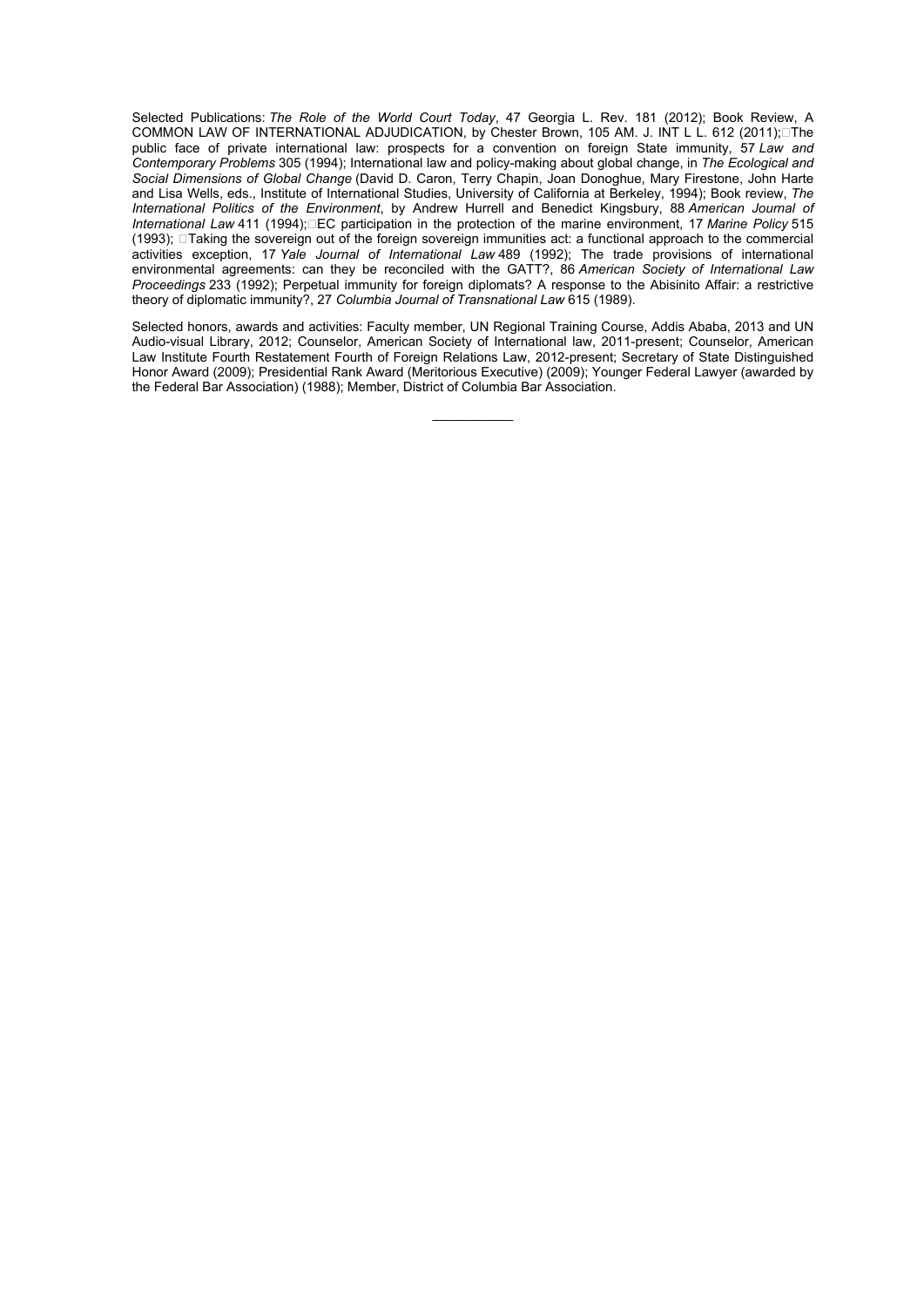Selected Publications: *The Role of the World Court Today*, 47 Georgia L. Rev. 181 (2012); Book Review, A COMMON LAW OF INTERNATIONAL ADJUDICATION, by Chester Brown, 105 AM. J. INT L L. 612 (2011); The public face of private international law: prospects for a convention on foreign State immunity, 57 *Law and Contemporary Problems* 305 (1994); International law and policy-making about global change, in *The Ecological and Social Dimensions of Global Change* (David D. Caron, Terry Chapin, Joan Donoghue, Mary Firestone, John Harte and Lisa Wells, eds., Institute of International Studies, University of California at Berkeley, 1994); Book review, *The International Politics of the Environment*, by Andrew Hurrell and Benedict Kingsbury, 88 *American Journal of International Law* 411 (1994); EC participation in the protection of the marine environment, 17 *Marine Policy* 515 (1993); Taking the sovereign out of the foreign sovereign immunities act: a functional approach to the commercial activities exception, 17 *Yale Journal of International Law* 489 (1992); The trade provisions of international environmental agreements: can they be reconciled with the GATT?, 86 *American Society of International Law Proceedings* 233 (1992); Perpetual immunity for foreign diplomats? A response to the Abisinito Affair: a restrictive theory of diplomatic immunity?, 27 *Columbia Journal of Transnational Law* 615 (1989).

Selected honors, awards and activities: Faculty member, UN Regional Training Course, Addis Ababa, 2013 and UN Audio-visual Library, 2012; Counselor, American Society of International law, 2011-present; Counselor, American Law Institute Fourth Restatement Fourth of Foreign Relations Law, 2012-present; Secretary of State Distinguished Honor Award (2009); Presidential Rank Award (Meritorious Executive) (2009); Younger Federal Lawyer (awarded by the Federal Bar Association) (1988); Member, District of Columbia Bar Association.

---